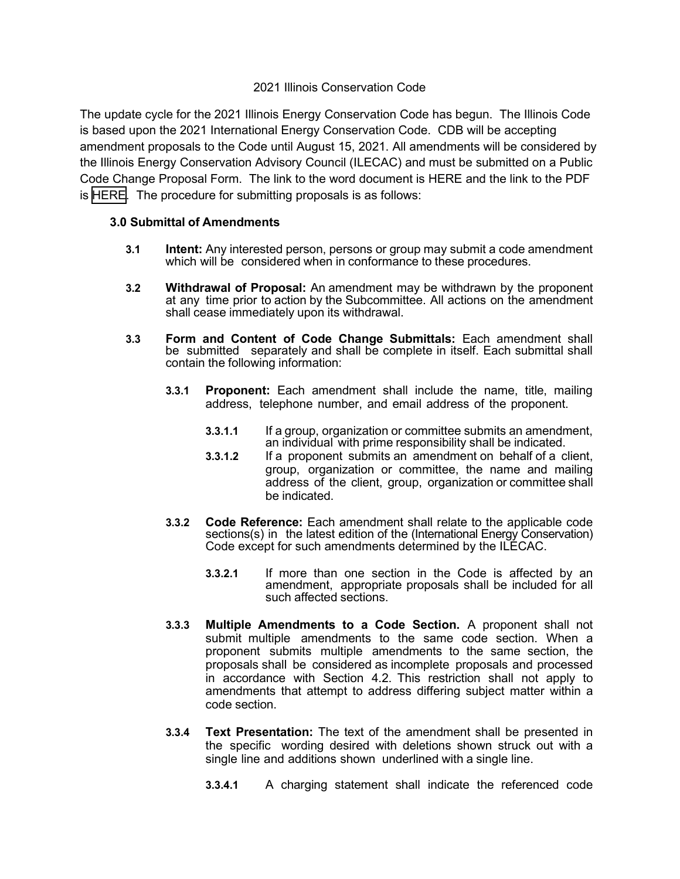2021 Illinois Conservation Code

The update cycle for the 2021 Illinois Energy Conservation Code has begun. The Illinois Code is based upon the 2021 International Energy Conservation Code. CDB will be accepting amendment proposals to the Code until August 15, 2021. All amendments will be considered by the Illinois Energy Conservation Advisory Council (ILECAC) and must be submitted on a Public Code Change Proposal Form. The link to the word document is HERE and the link to the PDF is HERE. The procedure for submitting proposals is as follows:

### 3.0 Submittal of Amendments

**3.1** **Intent:** Any interested person, persons or group may submit a code amendment which will be considered when in conformance to these procedures.

**3.2** **Withdrawal of Proposal:** An amendment may be withdrawn by the proponent at any time prior to action by the Subcommittee. All actions on the amendment shall cease immediately upon its withdrawal.

**3.3** **Form and Content of Code Change Submittals:** Each amendment shall be submitted separately and shall be complete in itself. Each submittal shall contain the following information:

**3.3.1** **Proponent:** Each amendment shall include the name, title, mailing address, telephone number, and email address of the proponent.

**3.3.1.1** If a group, organization or committee submits an amendment, an individual with prime responsibility shall be indicated.

**3.3.1.2** If a proponent submits an amendment on behalf of a client, group, organization or committee, the name and mailing address of the client, group, organization or committee shall be indicated.

**3.3.2** **Code Reference:** Each amendment shall relate to the applicable code sections(s) in the latest edition of the (International Energy Conservation) Code except for such amendments determined by the ILECAC.

**3.3.2.1** If more than one section in the Code is affected by an amendment, appropriate proposals shall be included for all such affected sections.

**3.3.3** **Multiple Amendments to a Code Section.** A proponent shall not submit multiple amendments to the same code section. When a proponent submits multiple amendments to the same section, the proposals shall be considered as incomplete proposals and processed in accordance with Section 4.2. This restriction shall not apply to amendments that attempt to address differing subject matter within a code section.

**3.3.4** **Text Presentation:** The text of the amendment shall be presented in the specific wording desired with deletions shown struck out with a single line and additions shown underlined with a single line.

**3.3.4.1** A charging statement shall indicate the referenced code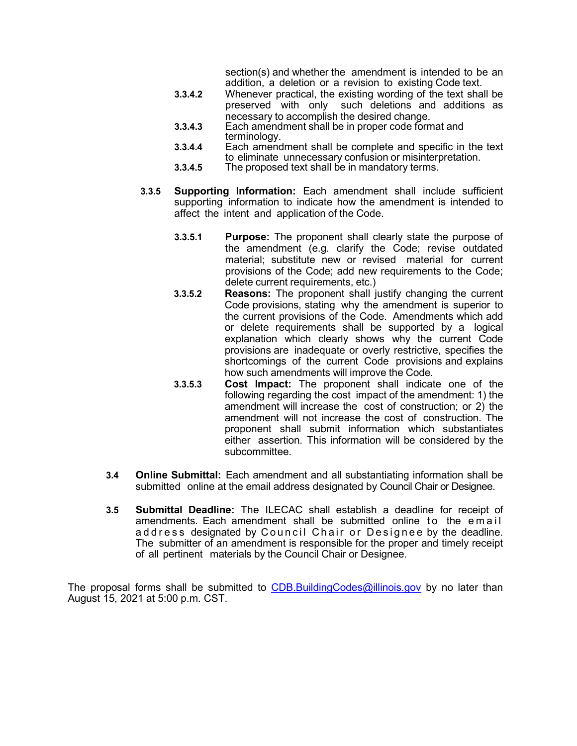section(s) and whether the amendment is intended to be an addition, a deletion or a revision to existing Code text.

**3.3.4.2** Whenever practical, the existing wording of the text shall be preserved with only such deletions and additions as necessary to accomplish the desired change.

**3.3.4.3** Each amendment shall be in proper code format and terminology.

**3.3.4.4** Each amendment shall be complete and specific in the text to eliminate unnecessary confusion or misinterpretation.

**3.3.4.5** The proposed text shall be in mandatory terms.

**3.3.5** **Supporting Information:** Each amendment shall include sufficient supporting information to indicate how the amendment is intended to affect the intent and application of the Code.

**3.3.5.1** **Purpose:** The proponent shall clearly state the purpose of the amendment (e.g. clarify the Code; revise outdated material; substitute new or revised material for current provisions of the Code; add new requirements to the Code; delete current requirements, etc.)

**3.3.5.2** **Reasons:** The proponent shall justify changing the current Code provisions, stating why the amendment is superior to the current provisions of the Code. Amendments which add or delete requirements shall be supported by a logical explanation which clearly shows why the current Code provisions are inadequate or overly restrictive, specifies the shortcomings of the current Code provisions and explains how such amendments will improve the Code.

**3.3.5.3** **Cost Impact:** The proponent shall indicate one of the following regarding the cost impact of the amendment: 1) the amendment will increase the cost of construction; or 2) the amendment will not increase the cost of construction. The proponent shall submit information which substantiates either assertion. This information will be considered by the subcommittee.

**3.4** **Online Submittal:** Each amendment and all substantiating information shall be submitted online at the email address designated by Council Chair or Designee.

**3.5** **Submittal Deadline:** The ILECAC shall establish a deadline for receipt of amendments. Each amendment shall be submitted online to the email address designated by Council Chair or Designee by the deadline. The submitter of an amendment is responsible for the proper and timely receipt of all pertinent materials by the Council Chair or Designee.

The proposal forms shall be submitted to CDB.BuildingCodes@illinois.gov by no later than August 15, 2021 at 5:00 p.m. CST.